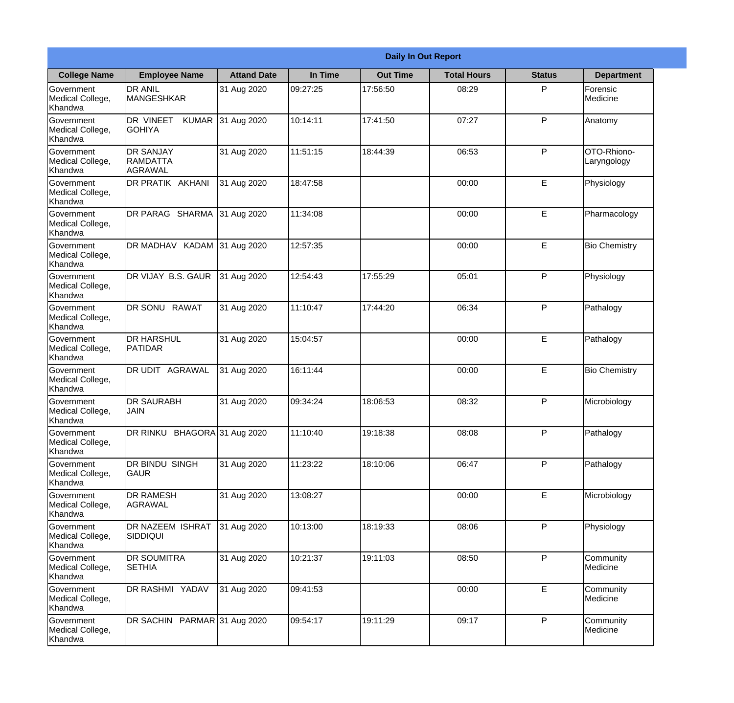**Daily In Out Report**

| College Name | Employee Name | Attand Date | In Time | Out Time | Total Hours | Status | Department |
|---|---|---|---|---|---|---|---|
| Government Medical College, Khandwa | DR ANIL MANGESHKAR | 31 Aug 2020 | 09:27:25 | 17:56:50 | 08:29 | P | Forensic Medicine |
| Government Medical College, Khandwa | DR VINEET KUMAR GOHIYA | 31 Aug 2020 | 10:14:11 | 17:41:50 | 07:27 | P | Anatomy |
| Government Medical College, Khandwa | DR SANJAY RAMDATTA AGRAWAL | 31 Aug 2020 | 11:51:15 | 18:44:39 | 06:53 | P | OTO-Rhiono-Laryngology |
| Government Medical College, Khandwa | DR PRATIK AKHANI | 31 Aug 2020 | 18:47:58 | | 00:00 | E | Physiology |
| Government Medical College, Khandwa | DR PARAG SHARMA | 31 Aug 2020 | 11:34:08 | | 00:00 | E | Pharmacology |
| Government Medical College, Khandwa | DR MADHAV KADAM | 31 Aug 2020 | 12:57:35 | | 00:00 | E | Bio Chemistry |
| Government Medical College, Khandwa | DR VIJAY B.S. GAUR | 31 Aug 2020 | 12:54:43 | 17:55:29 | 05:01 | P | Physiology |
| Government Medical College, Khandwa | DR SONU RAWAT | 31 Aug 2020 | 11:10:47 | 17:44:20 | 06:34 | P | Pathalogy |
| Government Medical College, Khandwa | DR HARSHUL PATIDAR | 31 Aug 2020 | 15:04:57 | | 00:00 | E | Pathalogy |
| Government Medical College, Khandwa | DR UDIT AGRAWAL | 31 Aug 2020 | 16:11:44 | | 00:00 | E | Bio Chemistry |
| Government Medical College, Khandwa | DR SAURABH JAIN | 31 Aug 2020 | 09:34:24 | 18:06:53 | 08:32 | P | Microbiology |
| Government Medical College, Khandwa | DR RINKU BHAGORA | 31 Aug 2020 | 11:10:40 | 19:18:38 | 08:08 | P | Pathalogy |
| Government Medical College, Khandwa | DR BINDU SINGH GAUR | 31 Aug 2020 | 11:23:22 | 18:10:06 | 06:47 | P | Pathalogy |
| Government Medical College, Khandwa | DR RAMESH AGRAWAL | 31 Aug 2020 | 13:08:27 | | 00:00 | E | Microbiology |
| Government Medical College, Khandwa | DR NAZEEM ISHRAT SIDDIQUI | 31 Aug 2020 | 10:13:00 | 18:19:33 | 08:06 | P | Physiology |
| Government Medical College, Khandwa | DR SOUMITRA SETHIA | 31 Aug 2020 | 10:21:37 | 19:11:03 | 08:50 | P | Community Medicine |
| Government Medical College, Khandwa | DR RASHMI YADAV | 31 Aug 2020 | 09:41:53 | | 00:00 | E | Community Medicine |
| Government Medical College, Khandwa | DR SACHIN PARMAR | 31 Aug 2020 | 09:54:17 | 19:11:29 | 09:17 | P | Community Medicine |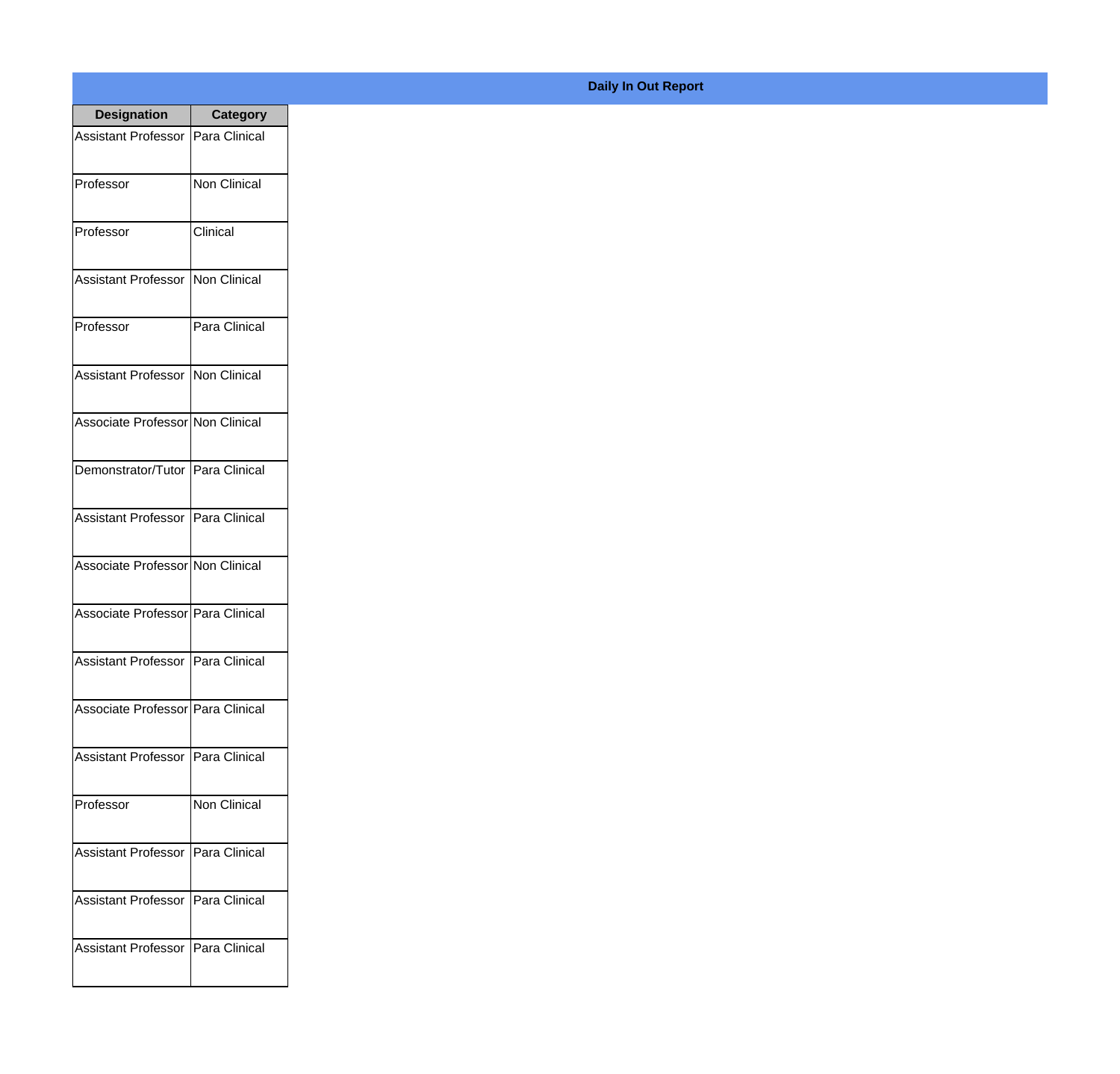**Daily In Out Report**

| Designation | Category |
| --- | --- |
| Assistant Professor | Para Clinical |
| Professor | Non Clinical |
| Professor | Clinical |
| Assistant Professor | Non Clinical |
| Professor | Para Clinical |
| Assistant Professor | Non Clinical |
| Associate Professor | Non Clinical |
| Demonstrator/Tutor | Para Clinical |
| Assistant Professor | Para Clinical |
| Associate Professor | Non Clinical |
| Associate Professor | Para Clinical |
| Assistant Professor | Para Clinical |
| Associate Professor | Para Clinical |
| Assistant Professor | Para Clinical |
| Professor | Non Clinical |
| Assistant Professor | Para Clinical |
| Assistant Professor | Para Clinical |
| Assistant Professor | Para Clinical |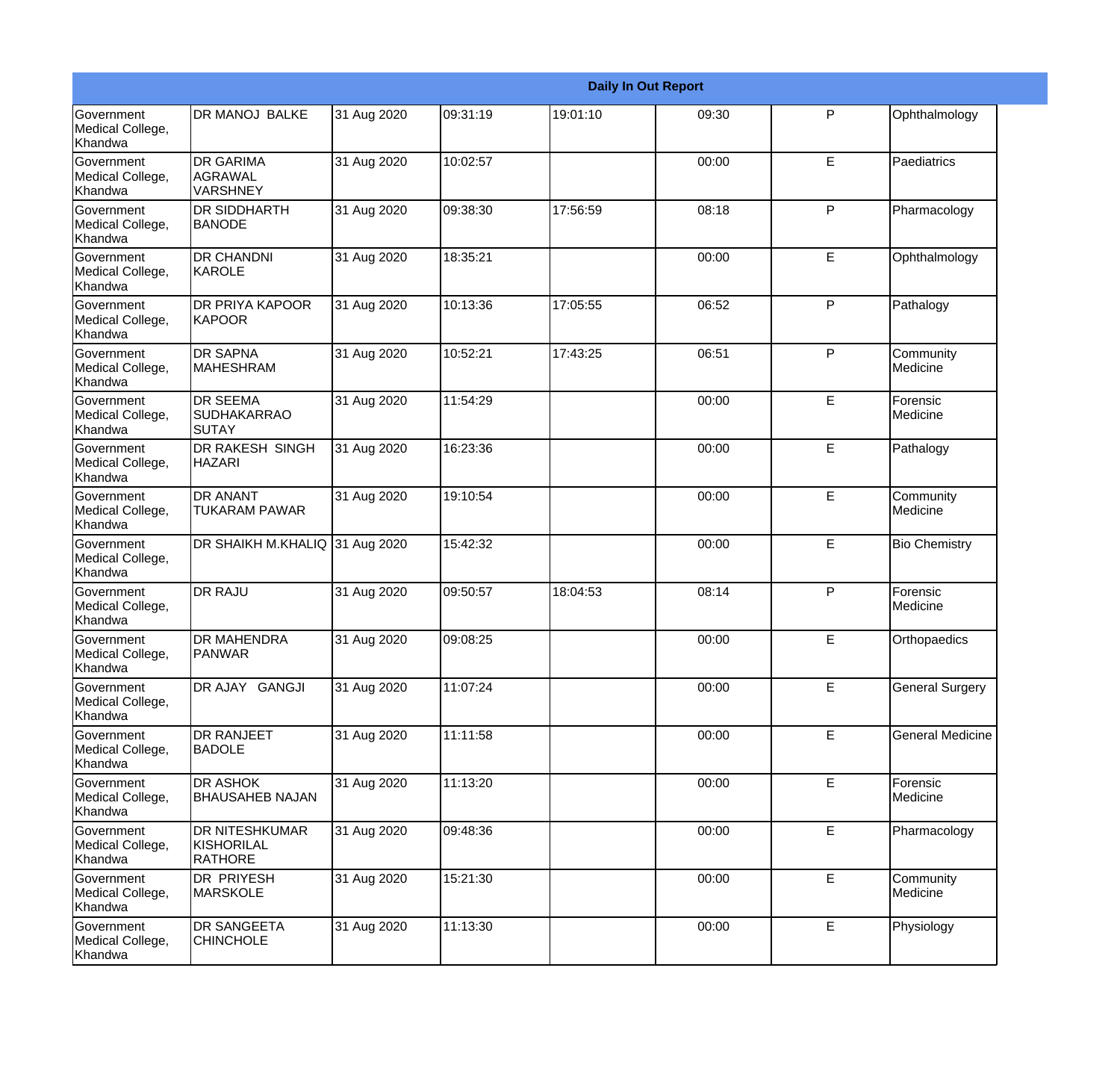| Daily In Out Report | | | | | | | |
|---|---|---|---|---|---|---|---|
| Government Medical College, Khandwa | DR MANOJ BALKE | 31 Aug 2020 | 09:31:19 | 19:01:10 | 09:30 | P | Ophthalmology |
| Government Medical College, Khandwa | DR GARIMA AGRAWAL VARSHNEY | 31 Aug 2020 | 10:02:57 | | 00:00 | E | Paediatrics |
| Government Medical College, Khandwa | DR SIDDHARTH BANODE | 31 Aug 2020 | 09:38:30 | 17:56:59 | 08:18 | P | Pharmacology |
| Government Medical College, Khandwa | DR CHANDNI KAROLE | 31 Aug 2020 | 18:35:21 | | 00:00 | E | Ophthalmology |
| Government Medical College, Khandwa | DR PRIYA KAPOOR KAPOOR | 31 Aug 2020 | 10:13:36 | 17:05:55 | 06:52 | P | Pathalogy |
| Government Medical College, Khandwa | DR SAPNA MAHESHRAM | 31 Aug 2020 | 10:52:21 | 17:43:25 | 06:51 | P | Community Medicine |
| Government Medical College, Khandwa | DR SEEMA SUDHAKARRAO SUTAY | 31 Aug 2020 | 11:54:29 | | 00:00 | E | Forensic Medicine |
| Government Medical College, Khandwa | DR RAKESH SINGH HAZARI | 31 Aug 2020 | 16:23:36 | | 00:00 | E | Pathalogy |
| Government Medical College, Khandwa | DR ANANT TUKARAM PAWAR | 31 Aug 2020 | 19:10:54 | | 00:00 | E | Community Medicine |
| Government Medical College, Khandwa | DR SHAIKH M.KHALIQ | 31 Aug 2020 | 15:42:32 | | 00:00 | E | Bio Chemistry |
| Government Medical College, Khandwa | DR RAJU | 31 Aug 2020 | 09:50:57 | 18:04:53 | 08:14 | P | Forensic Medicine |
| Government Medical College, Khandwa | DR MAHENDRA PANWAR | 31 Aug 2020 | 09:08:25 | | 00:00 | E | Orthopaedics |
| Government Medical College, Khandwa | DR AJAY GANGJI | 31 Aug 2020 | 11:07:24 | | 00:00 | E | General Surgery |
| Government Medical College, Khandwa | DR RANJEET BADOLE | 31 Aug 2020 | 11:11:58 | | 00:00 | E | General Medicine |
| Government Medical College, Khandwa | DR ASHOK BHAUSAHEB NAJAN | 31 Aug 2020 | 11:13:20 | | 00:00 | E | Forensic Medicine |
| Government Medical College, Khandwa | DR NITESHKUMAR KISHORILAL RATHORE | 31 Aug 2020 | 09:48:36 | | 00:00 | E | Pharmacology |
| Government Medical College, Khandwa | DR PRIYESH MARSKOLE | 31 Aug 2020 | 15:21:30 | | 00:00 | E | Community Medicine |
| Government Medical College, Khandwa | DR SANGEETA CHINCHOLE | 31 Aug 2020 | 11:13:30 | | 00:00 | E | Physiology |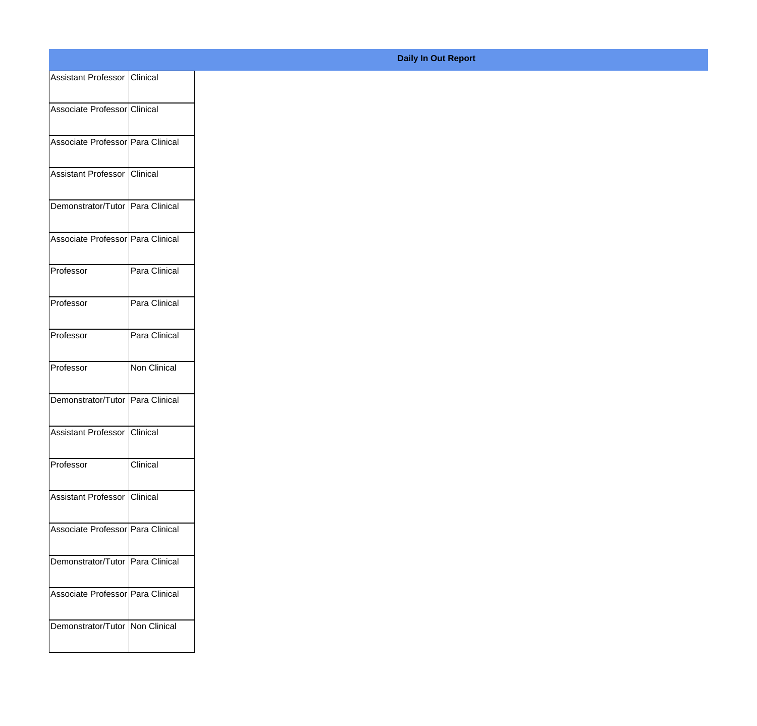**Daily In Out Report**

| | |
|---|---|
| Assistant Professor | Clinical |
| Associate Professor | Clinical |
| Associate Professor | Para Clinical |
| Assistant Professor | Clinical |
| Demonstrator/Tutor | Para Clinical |
| Associate Professor | Para Clinical |
| Professor | Para Clinical |
| Professor | Para Clinical |
| Professor | Para Clinical |
| Professor | Non Clinical |
| Demonstrator/Tutor | Para Clinical |
| Assistant Professor | Clinical |
| Professor | Clinical |
| Assistant Professor | Clinical |
| Associate Professor | Para Clinical |
| Demonstrator/Tutor | Para Clinical |
| Associate Professor | Para Clinical |
| Demonstrator/Tutor | Non Clinical |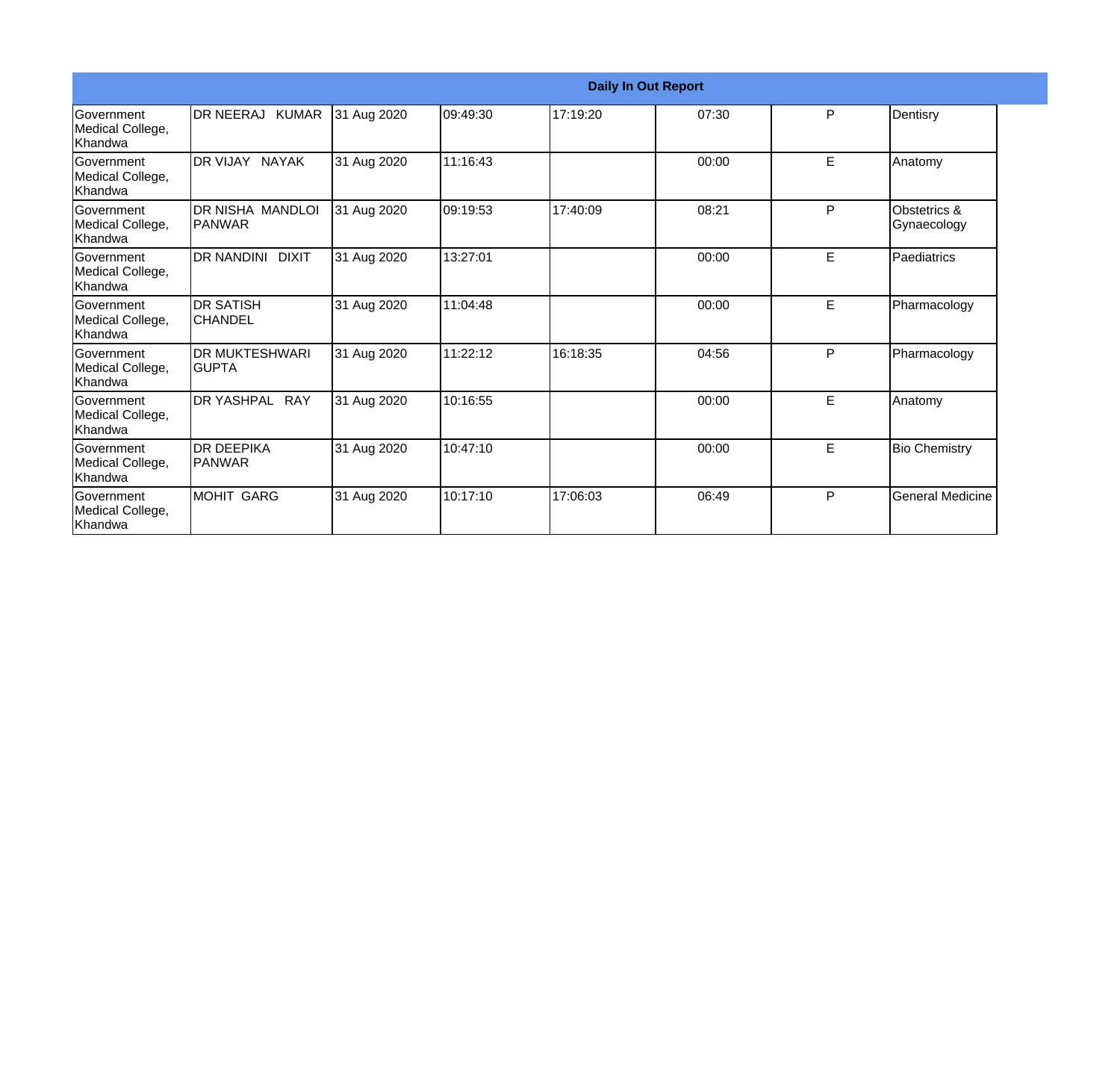| Daily In Out Report | | | | | | | |
|---|---|---|---|---|---|---|---|
| Government Medical College, Khandwa | DR NEERAJ KUMAR | 31 Aug 2020 | 09:49:30 | 17:19:20 | 07:30 | P | Dentisry |
| Government Medical College, Khandwa | DR VIJAY NAYAK | 31 Aug 2020 | 11:16:43 | | 00:00 | E | Anatomy |
| Government Medical College, Khandwa | DR NISHA MANDLOI PANWAR | 31 Aug 2020 | 09:19:53 | 17:40:09 | 08:21 | P | Obstetrics & Gynaecology |
| Government Medical College, Khandwa | DR NANDINI DIXIT | 31 Aug 2020 | 13:27:01 | | 00:00 | E | Paediatrics |
| Government Medical College, Khandwa | DR SATISH CHANDEL | 31 Aug 2020 | 11:04:48 | | 00:00 | E | Pharmacology |
| Government Medical College, Khandwa | DR MUKTESHWARI GUPTA | 31 Aug 2020 | 11:22:12 | 16:18:35 | 04:56 | P | Pharmacology |
| Government Medical College, Khandwa | DR YASHPAL RAY | 31 Aug 2020 | 10:16:55 | | 00:00 | E | Anatomy |
| Government Medical College, Khandwa | DR DEEPIKA PANWAR | 31 Aug 2020 | 10:47:10 | | 00:00 | E | Bio Chemistry |
| Government Medical College, Khandwa | MOHIT GARG | 31 Aug 2020 | 10:17:10 | 17:06:03 | 06:49 | P | General Medicine |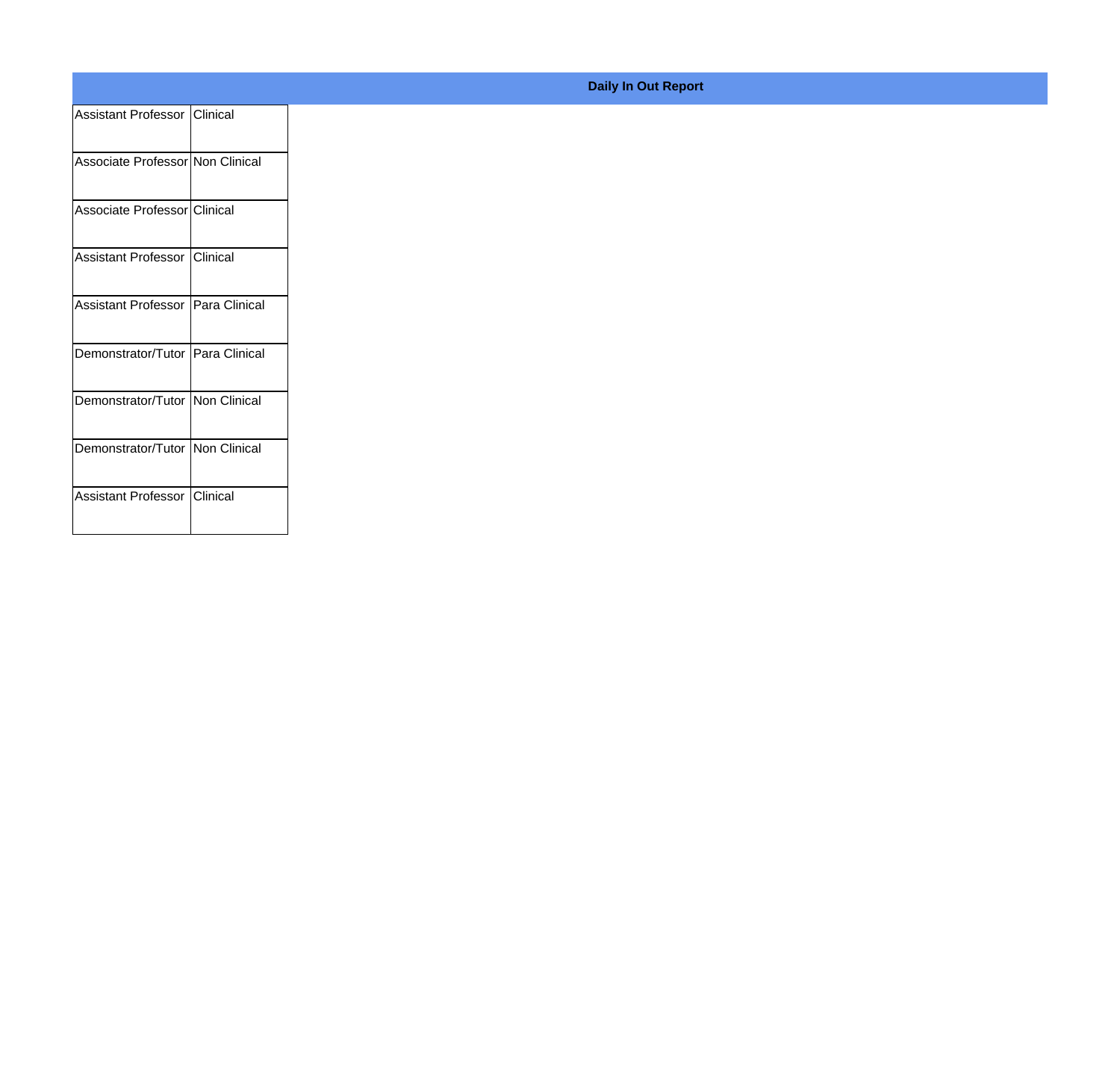**Daily In Out Report**

| | |
|---|---|
| Assistant Professor | Clinical |
| Associate Professor | Non Clinical |
| Associate Professor | Clinical |
| Assistant Professor | Clinical |
| Assistant Professor | Para Clinical |
| Demonstrator/Tutor | Para Clinical |
| Demonstrator/Tutor | Non Clinical |
| Demonstrator/Tutor | Non Clinical |
| Assistant Professor | Clinical |